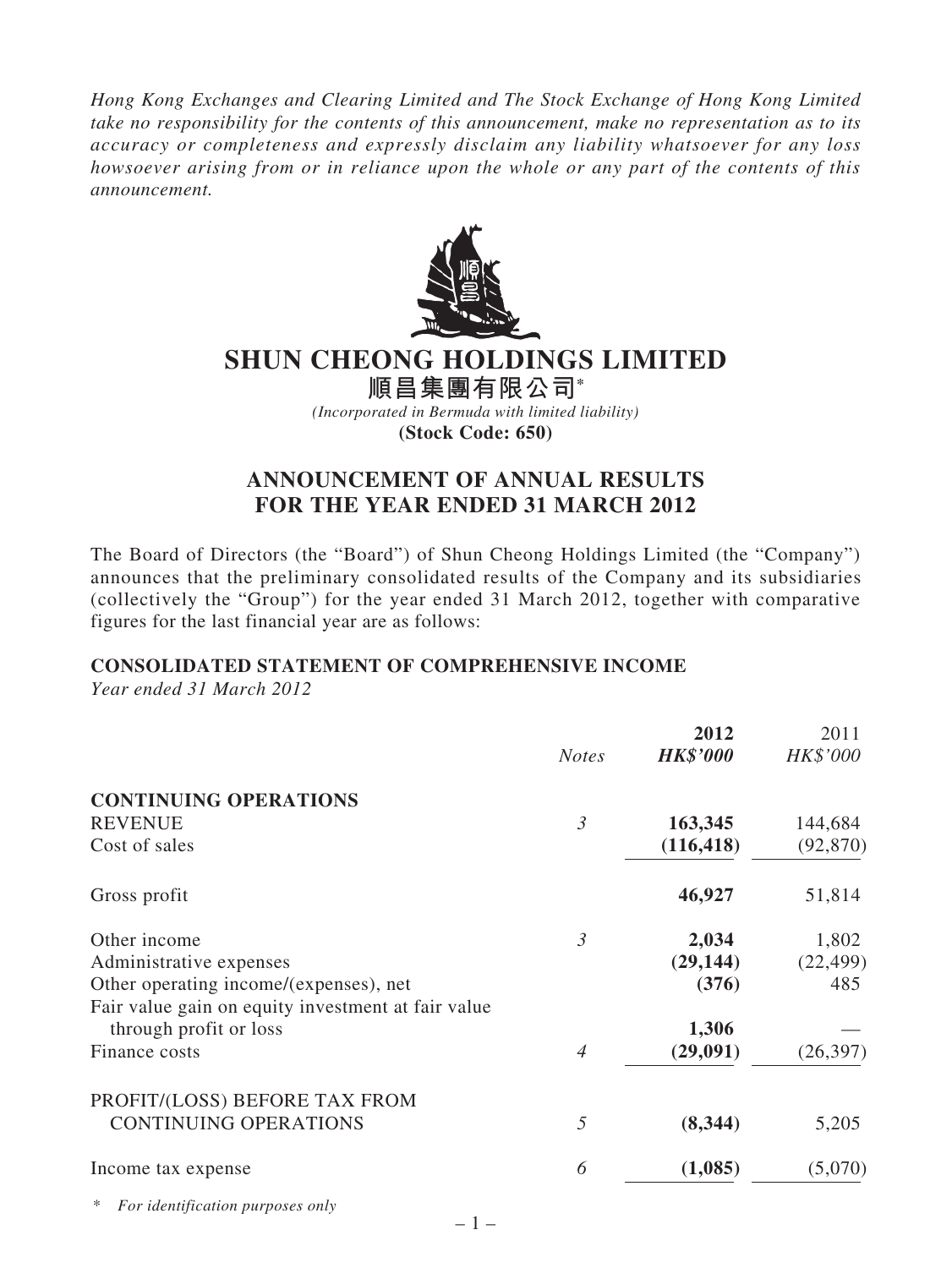*Hong Kong Exchanges and Clearing Limited and The Stock Exchange of Hong Kong Limited take no responsibility for the contents of this announcement, make no representation as to its accuracy or completeness and expressly disclaim any liability whatsoever for any loss howsoever arising from or in reliance upon the whole or any part of the contents of this announcement.*

# SHUN CHEONG HOLDINGS LIMITED

# 順昌集團有限公司*

*(Incorporated in Bermuda with limited liability)*

**(Stock Code: 650)**

## ANNOUNCEMENT OF ANNUAL RESULTS FOR THE YEAR ENDED 31 MARCH 2012

The Board of Directors (the "Board") of Shun Cheong Holdings Limited (the "Company") announces that the preliminary consolidated results of the Company and its subsidiaries (collectively the "Group") for the year ended 31 March 2012, together with comparative figures for the last financial year are as follows:

### CONSOLIDATED STATEMENT OF COMPREHENSIVE INCOME

*Year ended 31 March 2012*

| | *Notes* | **2012** ***HK$'000*** | 2011 *HK$'000* |
|---|---|---|---|
| **CONTINUING OPERATIONS** | | | |
| REVENUE | *3* | **163,345** | 144,684 |
| Cost of sales | | **(116,418)** | (92,870) |
| Gross profit | | **46,927** | 51,814 |
| Other income | *3* | **2,034** | 1,802 |
| Administrative expenses | | **(29,144)** | (22,499) |
| Other operating income/(expenses), net | | **(376)** | 485 |
| Fair value gain on equity investment at fair value through profit or loss | | **1,306** | — |
| Finance costs | *4* | **(29,091)** | (26,397) |
| PROFIT/(LOSS) BEFORE TAX FROM CONTINUING OPERATIONS | *5* | **(8,344)** | 5,205 |
| Income tax expense | *6* | **(1,085)** | (5,070) |

\* *For identification purposes only*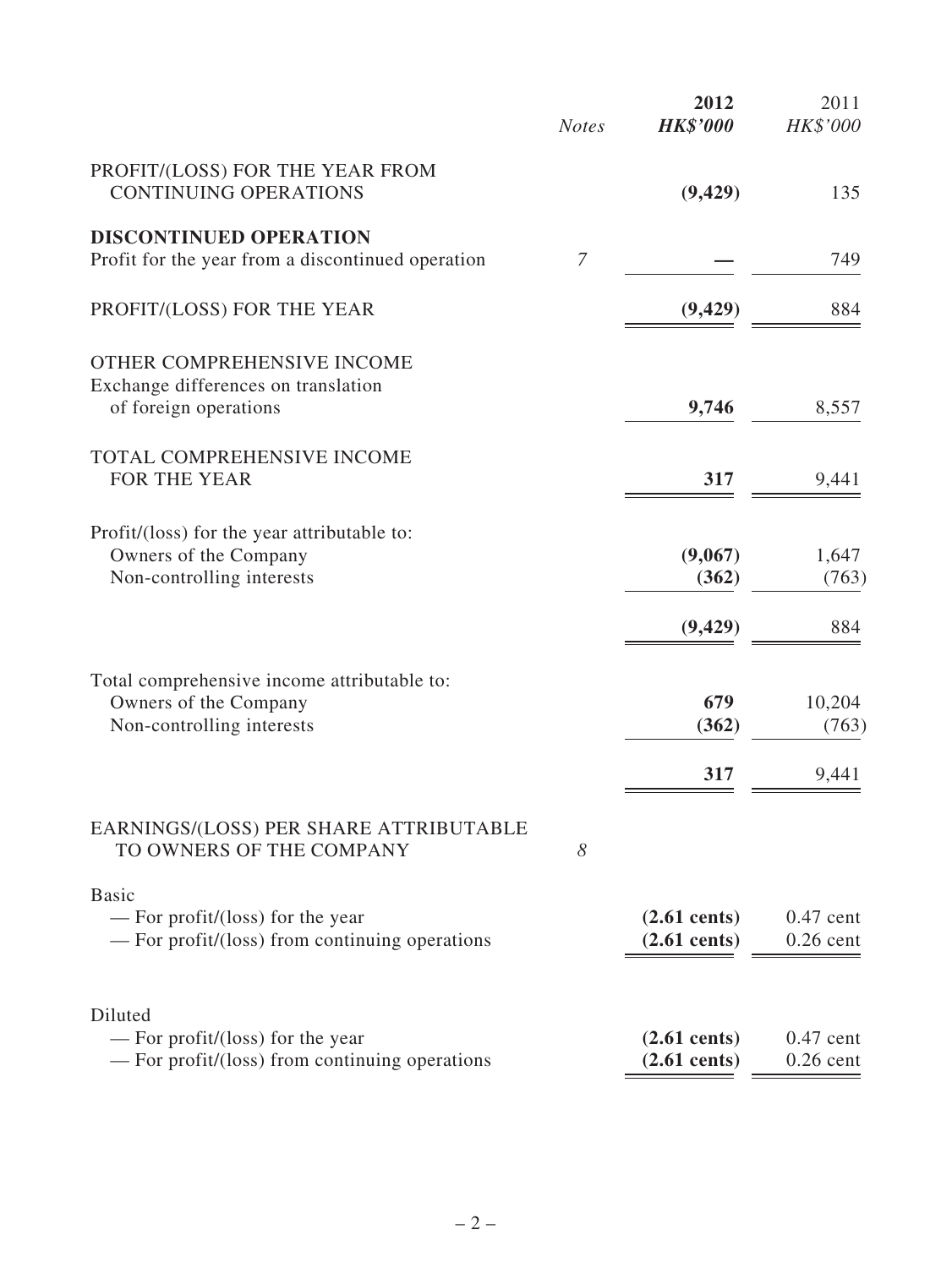| | Notes | **2012** | 2011 |
|---|---|---|---|
| | | ***HK$'000*** | *HK$'000* |
| PROFIT/(LOSS) FOR THE YEAR FROM CONTINUING OPERATIONS | | **(9,429)** | 135 |
| **DISCONTINUED OPERATION** | | | |
| Profit for the year from a discontinued operation | *7* | **—** | 749 |
| PROFIT/(LOSS) FOR THE YEAR | | **(9,429)** | 884 |
| OTHER COMPREHENSIVE INCOME | | | |
| Exchange differences on translation of foreign operations | | **9,746** | 8,557 |
| TOTAL COMPREHENSIVE INCOME FOR THE YEAR | | **317** | 9,441 |
| Profit/(loss) for the year attributable to: | | | |
| Owners of the Company | | **(9,067)** | 1,647 |
| Non-controlling interests | | **(362)** | (763) |
| | | **(9,429)** | 884 |
| Total comprehensive income attributable to: | | | |
| Owners of the Company | | **679** | 10,204 |
| Non-controlling interests | | **(362)** | (763) |
| | | **317** | 9,441 |
| EARNINGS/(LOSS) PER SHARE ATTRIBUTABLE TO OWNERS OF THE COMPANY | *8* | | |
| Basic | | | |
| — For profit/(loss) for the year | | **(2.61 cents)** | 0.47 cent |
| — For profit/(loss) from continuing operations | | **(2.61 cents)** | 0.26 cent |
| Diluted | | | |
| — For profit/(loss) for the year | | **(2.61 cents)** | 0.47 cent |
| — For profit/(loss) from continuing operations | | **(2.61 cents)** | 0.26 cent |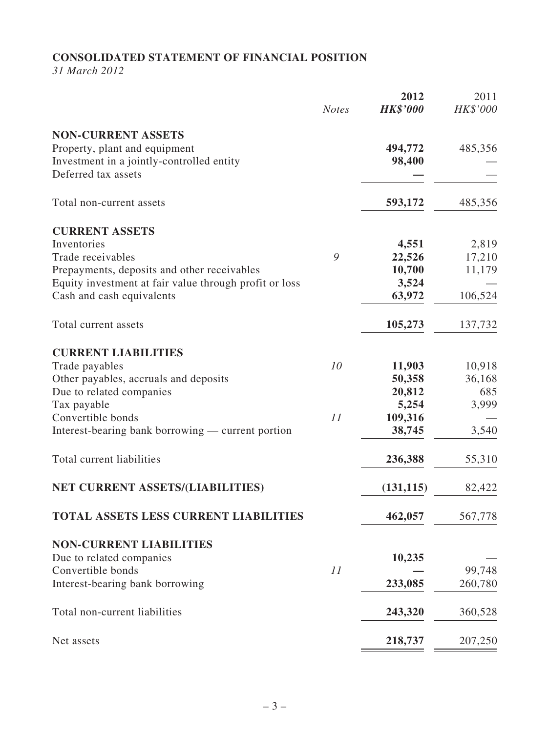## CONSOLIDATED STATEMENT OF FINANCIAL POSITION

*31 March 2012*

| | *Notes* | **2012** *HK$'000* | 2011 *HK$'000* |
|---|---|---|---|
| **NON-CURRENT ASSETS** | | | |
| Property, plant and equipment | | **494,772** | 485,356 |
| Investment in a jointly-controlled entity | | **98,400** | — |
| Deferred tax assets | | **—** | — |
| Total non-current assets | | **593,172** | 485,356 |
| **CURRENT ASSETS** | | | |
| Inventories | | **4,551** | 2,819 |
| Trade receivables | 9 | **22,526** | 17,210 |
| Prepayments, deposits and other receivables | | **10,700** | 11,179 |
| Equity investment at fair value through profit or loss | | **3,524** | — |
| Cash and cash equivalents | | **63,972** | 106,524 |
| Total current assets | | **105,273** | 137,732 |
| **CURRENT LIABILITIES** | | | |
| Trade payables | 10 | **11,903** | 10,918 |
| Other payables, accruals and deposits | | **50,358** | 36,168 |
| Due to related companies | | **20,812** | 685 |
| Tax payable | | **5,254** | 3,999 |
| Convertible bonds | 11 | **109,316** | — |
| Interest-bearing bank borrowing — current portion | | **38,745** | 3,540 |
| Total current liabilities | | **236,388** | 55,310 |
| **NET CURRENT ASSETS/(LIABILITIES)** | | **(131,115)** | 82,422 |
| **TOTAL ASSETS LESS CURRENT LIABILITIES** | | **462,057** | 567,778 |
| **NON-CURRENT LIABILITIES** | | | |
| Due to related companies | | **10,235** | — |
| Convertible bonds | 11 | **—** | 99,748 |
| Interest-bearing bank borrowing | | **233,085** | 260,780 |
| Total non-current liabilities | | **243,320** | 360,528 |
| Net assets | | **218,737** | 207,250 |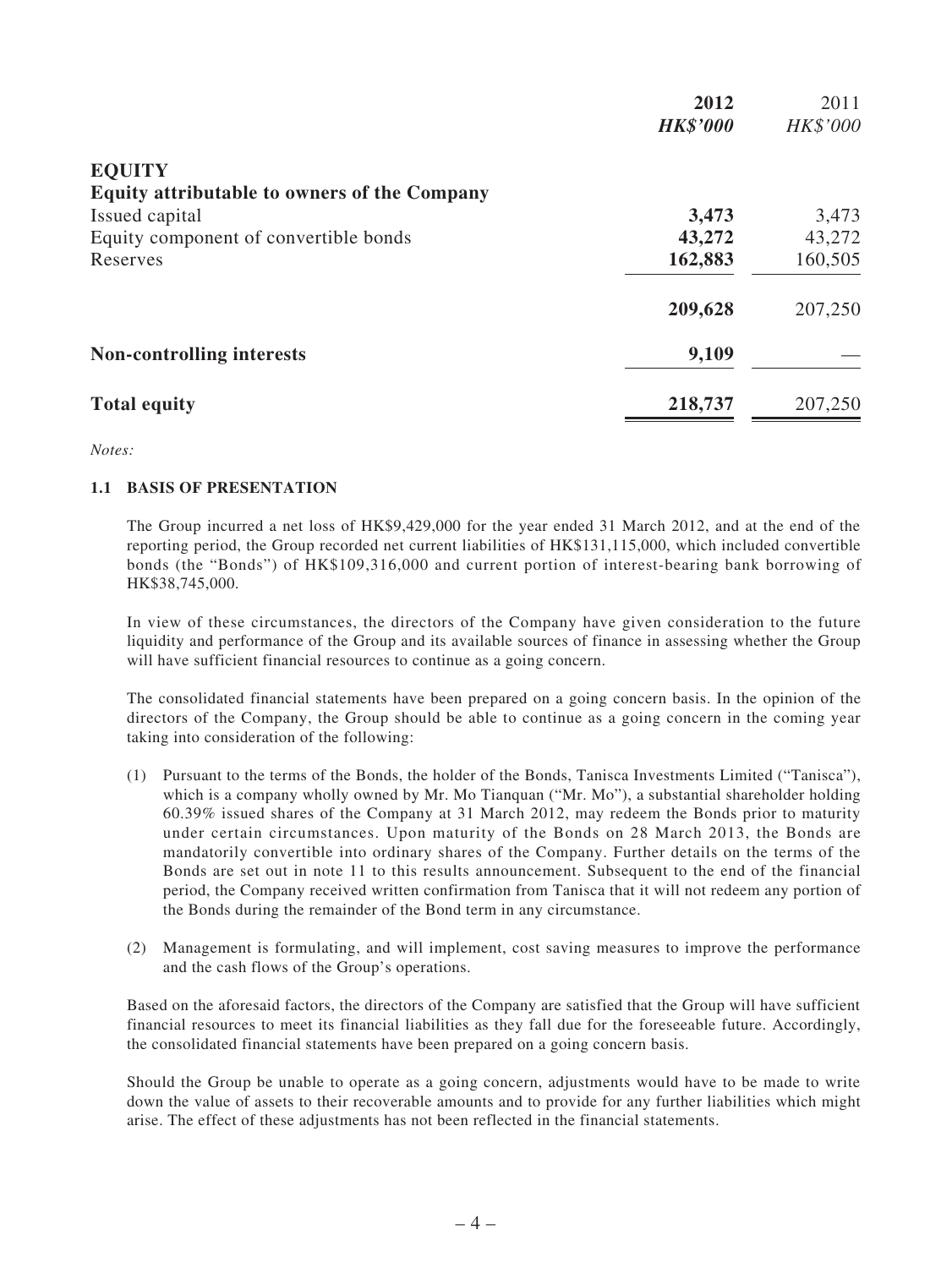| | 2012 | 2011 |
|---|---|---|
| | ***HK$'000*** | *HK$'000* |
| **EQUITY** | | |
| **Equity attributable to owners of the Company** | | |
| Issued capital | **3,473** | 3,473 |
| Equity component of convertible bonds | **43,272** | 43,272 |
| Reserves | **162,883** | 160,505 |
| | **209,628** | 207,250 |
| **Non-controlling interests** | **9,109** | — |
| **Total equity** | **218,737** | 207,250 |

*Notes:*

### 1.1 BASIS OF PRESENTATION

The Group incurred a net loss of HK$9,429,000 for the year ended 31 March 2012, and at the end of the reporting period, the Group recorded net current liabilities of HK$131,115,000, which included convertible bonds (the "Bonds") of HK$109,316,000 and current portion of interest-bearing bank borrowing of HK$38,745,000.

In view of these circumstances, the directors of the Company have given consideration to the future liquidity and performance of the Group and its available sources of finance in assessing whether the Group will have sufficient financial resources to continue as a going concern.

The consolidated financial statements have been prepared on a going concern basis. In the opinion of the directors of the Company, the Group should be able to continue as a going concern in the coming year taking into consideration of the following:

(1) Pursuant to the terms of the Bonds, the holder of the Bonds, Tanisca Investments Limited ("Tanisca"), which is a company wholly owned by Mr. Mo Tianquan ("Mr. Mo"), a substantial shareholder holding 60.39% issued shares of the Company at 31 March 2012, may redeem the Bonds prior to maturity under certain circumstances. Upon maturity of the Bonds on 28 March 2013, the Bonds are mandatorily convertible into ordinary shares of the Company. Further details on the terms of the Bonds are set out in note 11 to this results announcement. Subsequent to the end of the financial period, the Company received written confirmation from Tanisca that it will not redeem any portion of the Bonds during the remainder of the Bond term in any circumstance.

(2) Management is formulating, and will implement, cost saving measures to improve the performance and the cash flows of the Group's operations.

Based on the aforesaid factors, the directors of the Company are satisfied that the Group will have sufficient financial resources to meet its financial liabilities as they fall due for the foreseeable future. Accordingly, the consolidated financial statements have been prepared on a going concern basis.

Should the Group be unable to operate as a going concern, adjustments would have to be made to write down the value of assets to their recoverable amounts and to provide for any further liabilities which might arise. The effect of these adjustments has not been reflected in the financial statements.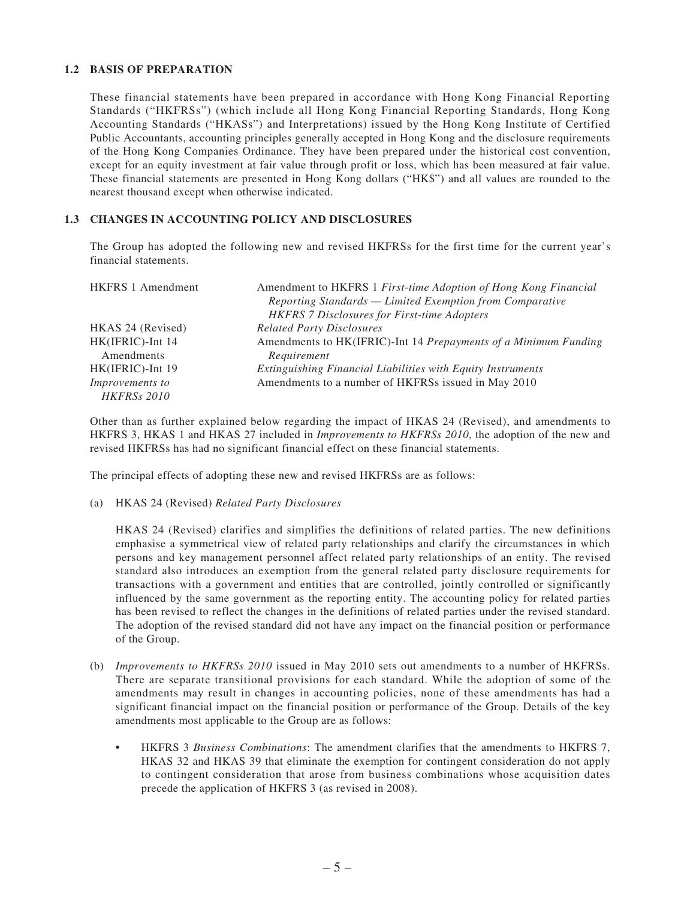### 1.2 BASIS OF PREPARATION

These financial statements have been prepared in accordance with Hong Kong Financial Reporting Standards ("HKFRSs") (which include all Hong Kong Financial Reporting Standards, Hong Kong Accounting Standards ("HKASs") and Interpretations) issued by the Hong Kong Institute of Certified Public Accountants, accounting principles generally accepted in Hong Kong and the disclosure requirements of the Hong Kong Companies Ordinance. They have been prepared under the historical cost convention, except for an equity investment at fair value through profit or loss, which has been measured at fair value. These financial statements are presented in Hong Kong dollars ("HK$") and all values are rounded to the nearest thousand except when otherwise indicated.

### 1.3 CHANGES IN ACCOUNTING POLICY AND DISCLOSURES

The Group has adopted the following new and revised HKFRSs for the first time for the current year's financial statements.

| | |
|---|---|
| HKFRS 1 Amendment | Amendment to HKFRS 1 *First-time Adoption of Hong Kong Financial Reporting Standards — Limited Exemption from Comparative HKFRS 7 Disclosures for First-time Adopters* |
| HKAS 24 (Revised) | *Related Party Disclosures* |
| HK(IFRIC)-Int 14 Amendments | Amendments to HK(IFRIC)-Int 14 *Prepayments of a Minimum Funding Requirement* |
| HK(IFRIC)-Int 19 | *Extinguishing Financial Liabilities with Equity Instruments* |
| *Improvements to HKFRSs 2010* | Amendments to a number of HKFRSs issued in May 2010 |

Other than as further explained below regarding the impact of HKAS 24 (Revised), and amendments to HKFRS 3, HKAS 1 and HKAS 27 included in *Improvements to HKFRSs 2010*, the adoption of the new and revised HKFRSs has had no significant financial effect on these financial statements.

The principal effects of adopting these new and revised HKFRSs are as follows:

(a) HKAS 24 (Revised) *Related Party Disclosures*

HKAS 24 (Revised) clarifies and simplifies the definitions of related parties. The new definitions emphasise a symmetrical view of related party relationships and clarify the circumstances in which persons and key management personnel affect related party relationships of an entity. The revised standard also introduces an exemption from the general related party disclosure requirements for transactions with a government and entities that are controlled, jointly controlled or significantly influenced by the same government as the reporting entity. The accounting policy for related parties has been revised to reflect the changes in the definitions of related parties under the revised standard. The adoption of the revised standard did not have any impact on the financial position or performance of the Group.

(b) *Improvements to HKFRSs 2010* issued in May 2010 sets out amendments to a number of HKFRSs. There are separate transitional provisions for each standard. While the adoption of some of the amendments may result in changes in accounting policies, none of these amendments has had a significant financial impact on the financial position or performance of the Group. Details of the key amendments most applicable to the Group are as follows:

- HKFRS 3 *Business Combinations*: The amendment clarifies that the amendments to HKFRS 7, HKAS 32 and HKAS 39 that eliminate the exemption for contingent consideration do not apply to contingent consideration that arose from business combinations whose acquisition dates precede the application of HKFRS 3 (as revised in 2008).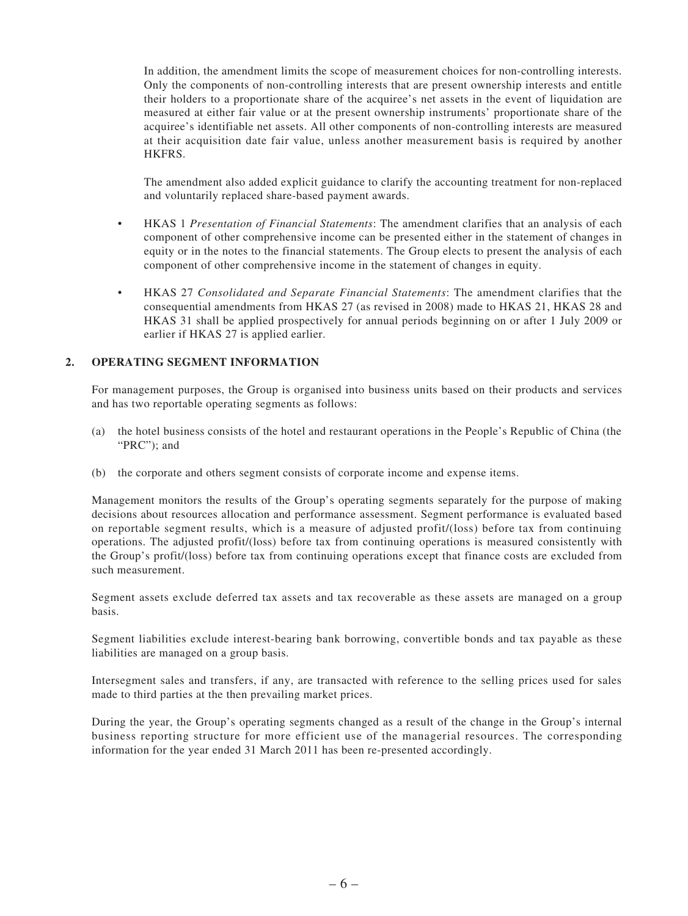In addition, the amendment limits the scope of measurement choices for non-controlling interests. Only the components of non-controlling interests that are present ownership interests and entitle their holders to a proportionate share of the acquiree's net assets in the event of liquidation are measured at either fair value or at the present ownership instruments' proportionate share of the acquiree's identifiable net assets. All other components of non-controlling interests are measured at their acquisition date fair value, unless another measurement basis is required by another HKFRS.

The amendment also added explicit guidance to clarify the accounting treatment for non-replaced and voluntarily replaced share-based payment awards.

- HKAS 1 *Presentation of Financial Statements*: The amendment clarifies that an analysis of each component of other comprehensive income can be presented either in the statement of changes in equity or in the notes to the financial statements. The Group elects to present the analysis of each component of other comprehensive income in the statement of changes in equity.

- HKAS 27 *Consolidated and Separate Financial Statements*: The amendment clarifies that the consequential amendments from HKAS 27 (as revised in 2008) made to HKAS 21, HKAS 28 and HKAS 31 shall be applied prospectively for annual periods beginning on or after 1 July 2009 or earlier if HKAS 27 is applied earlier.

## 2. OPERATING SEGMENT INFORMATION

For management purposes, the Group is organised into business units based on their products and services and has two reportable operating segments as follows:

(a) the hotel business consists of the hotel and restaurant operations in the People's Republic of China (the "PRC"); and

(b) the corporate and others segment consists of corporate income and expense items.

Management monitors the results of the Group's operating segments separately for the purpose of making decisions about resources allocation and performance assessment. Segment performance is evaluated based on reportable segment results, which is a measure of adjusted profit/(loss) before tax from continuing operations. The adjusted profit/(loss) before tax from continuing operations is measured consistently with the Group's profit/(loss) before tax from continuing operations except that finance costs are excluded from such measurement.

Segment assets exclude deferred tax assets and tax recoverable as these assets are managed on a group basis.

Segment liabilities exclude interest-bearing bank borrowing, convertible bonds and tax payable as these liabilities are managed on a group basis.

Intersegment sales and transfers, if any, are transacted with reference to the selling prices used for sales made to third parties at the then prevailing market prices.

During the year, the Group's operating segments changed as a result of the change in the Group's internal business reporting structure for more efficient use of the managerial resources. The corresponding information for the year ended 31 March 2011 has been re-presented accordingly.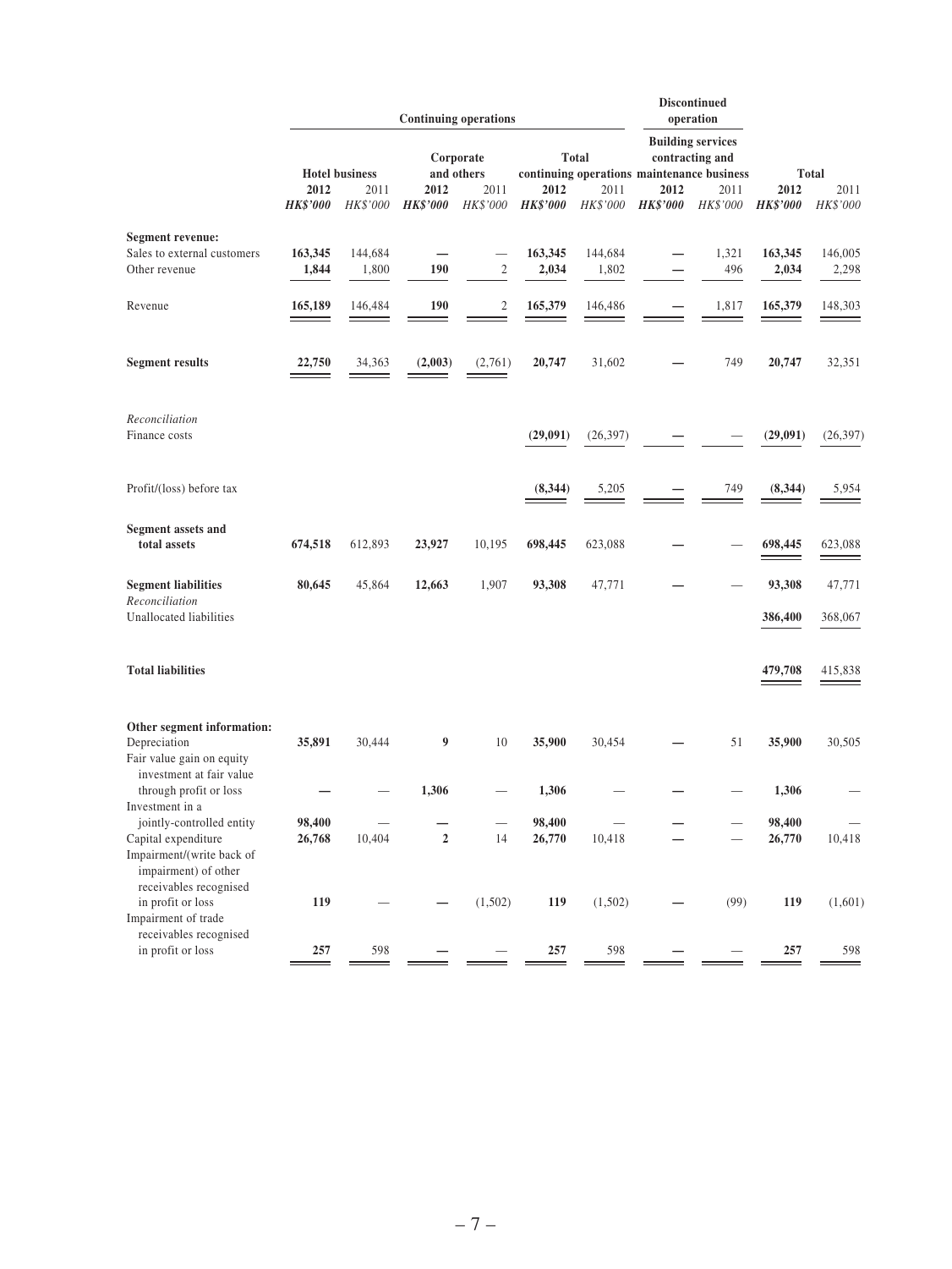| | Continuing operations | | | | | | Discontinued operation | | | |
|---|---|---|---|---|---|---|---|---|---|---|
| | Hotel business | | Corporate and others | | Total continuing operations | | Building services contracting and maintenance business | | Total | |
| | 2012 | 2011 | 2012 | 2011 | 2012 | 2011 | 2012 | 2011 | 2012 | 2011 |
| | ***HK$'000*** | *HK$'000* | ***HK$'000*** | *HK$'000* | ***HK$'000*** | *HK$'000* | ***HK$'000*** | *HK$'000* | ***HK$'000*** | *HK$'000* |
| **Segment revenue:** | | | | | | | | | | |
| Sales to external customers | **163,345** | 144,684 | **—** | — | **163,345** | 144,684 | **—** | 1,321 | **163,345** | 146,005 |
| Other revenue | **1,844** | 1,800 | **190** | 2 | **2,034** | 1,802 | **—** | 496 | **2,034** | 2,298 |
| Revenue | **165,189** | 146,484 | **190** | 2 | **165,379** | 146,486 | **—** | 1,817 | **165,379** | 148,303 |
| **Segment results** | **22,750** | 34,363 | **(2,003)** | (2,761) | **20,747** | 31,602 | **—** | 749 | **20,747** | 32,351 |
| *Reconciliation* | | | | | | | | | | |
| Finance costs | | | | | **(29,091)** | (26,397) | **—** | — | **(29,091)** | (26,397) |
| Profit/(loss) before tax | | | | | **(8,344)** | 5,205 | **—** | 749 | **(8,344)** | 5,954 |
| **Segment assets and total assets** | **674,518** | 612,893 | **23,927** | 10,195 | **698,445** | 623,088 | **—** | — | **698,445** | 623,088 |
| **Segment liabilities** | **80,645** | 45,864 | **12,663** | 1,907 | **93,308** | 47,771 | **—** | — | **93,308** | 47,771 |
| *Reconciliation* | | | | | | | | | | |
| Unallocated liabilities | | | | | | | | | **386,400** | 368,067 |
| **Total liabilities** | | | | | | | | | **479,708** | 415,838 |
| **Other segment information:** | | | | | | | | | | |
| Depreciation | **35,891** | 30,444 | **9** | 10 | **35,900** | 30,454 | **—** | 51 | **35,900** | 30,505 |
| Fair value gain on equity investment at fair value through profit or loss | **—** | — | **1,306** | — | **1,306** | — | **—** | — | **1,306** | — |
| Investment in a jointly-controlled entity | **98,400** | — | **—** | — | **98,400** | — | **—** | — | **98,400** | — |
| Capital expenditure | **26,768** | 10,404 | **2** | 14 | **26,770** | 10,418 | **—** | — | **26,770** | 10,418 |
| Impairment/(write back of impairment) of other receivables recognised in profit or loss | **119** | — | **—** | (1,502) | **119** | (1,502) | **—** | (99) | **119** | (1,601) |
| Impairment of trade receivables recognised in profit or loss | **257** | 598 | **—** | — | **257** | 598 | **—** | — | **257** | 598 |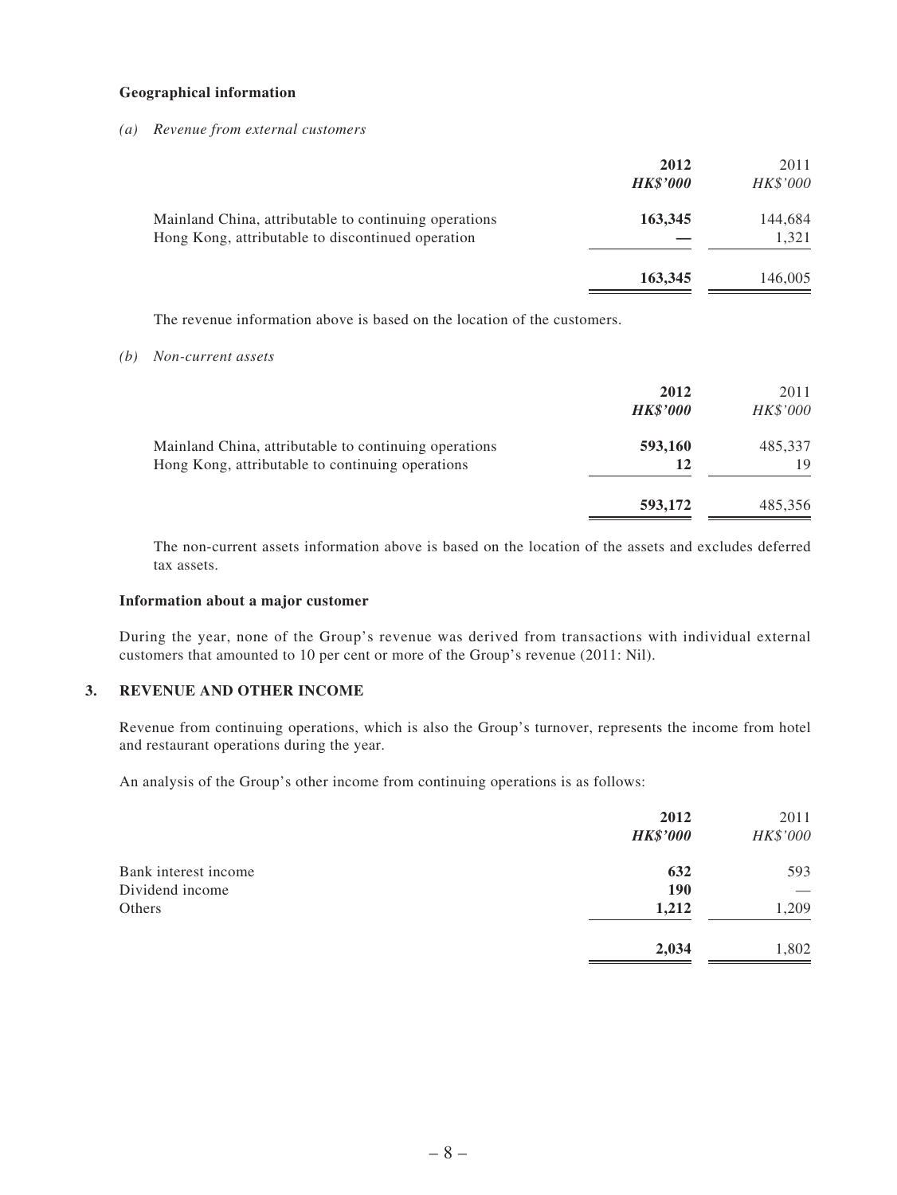**Geographical information**

*(a) Revenue from external customers*

| | **2012** | 2011 |
|---|---|---|
| | ***HK$'000*** | *HK$'000* |
| Mainland China, attributable to continuing operations | **163,345** | 144,684 |
| Hong Kong, attributable to discontinued operation | **—** | 1,321 |
| | **163,345** | 146,005 |

The revenue information above is based on the location of the customers.

*(b) Non-current assets*

| | **2012** | 2011 |
|---|---|---|
| | ***HK$'000*** | *HK$'000* |
| Mainland China, attributable to continuing operations | **593,160** | 485,337 |
| Hong Kong, attributable to continuing operations | **12** | 19 |
| | **593,172** | 485,356 |

The non-current assets information above is based on the location of the assets and excludes deferred tax assets.

**Information about a major customer**

During the year, none of the Group's revenue was derived from transactions with individual external customers that amounted to 10 per cent or more of the Group's revenue (2011: Nil).

### 3. REVENUE AND OTHER INCOME

Revenue from continuing operations, which is also the Group's turnover, represents the income from hotel and restaurant operations during the year.

An analysis of the Group's other income from continuing operations is as follows:

| | **2012** | 2011 |
|---|---|---|
| | ***HK$'000*** | *HK$'000* |
| Bank interest income | **632** | 593 |
| Dividend income | **190** | — |
| Others | **1,212** | 1,209 |
| | **2,034** | 1,802 |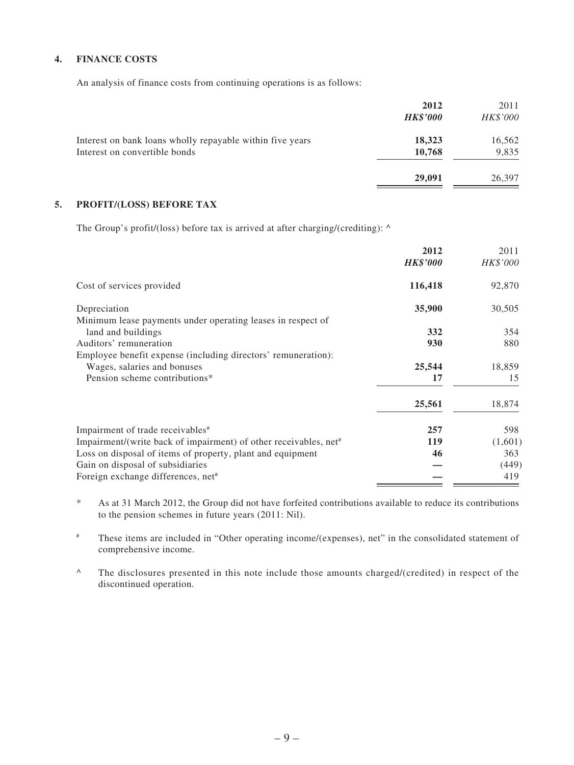## 4. FINANCE COSTS

An analysis of finance costs from continuing operations is as follows:

| | 2012<br>*HK$'000* | 2011<br>*HK$'000* |
|---|---|---|
| Interest on bank loans wholly repayable within five years | **18,323** | 16,562 |
| Interest on convertible bonds | **10,768** | 9,835 |
| | **29,091** | 26,397 |

## 5. PROFIT/(LOSS) BEFORE TAX

The Group's profit/(loss) before tax is arrived at after charging/(crediting): ^

| | 2012<br>*HK$'000* | 2011<br>*HK$'000* |
|---|---|---|
| Cost of services provided | **116,418** | 92,870 |
| Depreciation | **35,900** | 30,505 |
| Minimum lease payments under operating leases in respect of land and buildings | **332** | 354 |
| Auditors' remuneration | **930** | 880 |
| Employee benefit expense (including directors' remuneration): | | |
| Wages, salaries and bonuses | **25,544** | 18,859 |
| Pension scheme contributions* | **17** | 15 |
| | **25,561** | 18,874 |
| Impairment of trade receivables# | **257** | 598 |
| Impairment/(write back of impairment) of other receivables, net# | **119** | (1,601) |
| Loss on disposal of items of property, plant and equipment | **46** | 363 |
| Gain on disposal of subsidiaries | **—** | (449) |
| Foreign exchange differences, net# | **—** | 419 |

\* As at 31 March 2012, the Group did not have forfeited contributions available to reduce its contributions to the pension schemes in future years (2011: Nil).

\# These items are included in "Other operating income/(expenses), net" in the consolidated statement of comprehensive income.

^ The disclosures presented in this note include those amounts charged/(credited) in respect of the discontinued operation.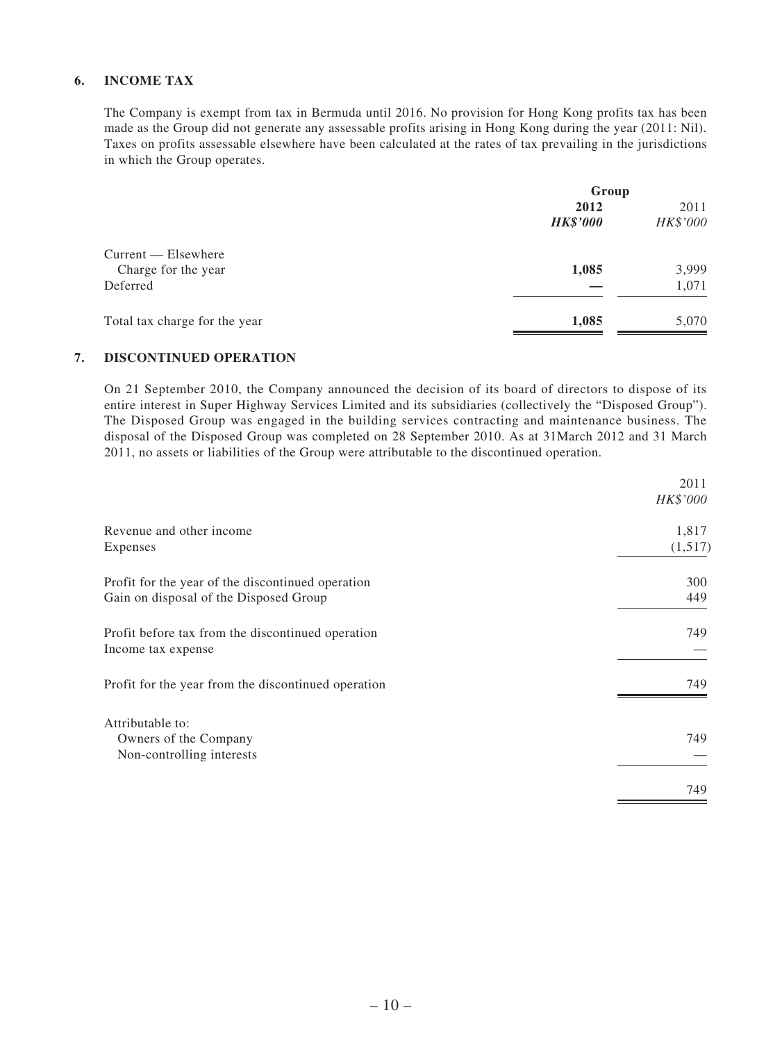## 6. INCOME TAX

The Company is exempt from tax in Bermuda until 2016. No provision for Hong Kong profits tax has been made as the Group did not generate any assessable profits arising in Hong Kong during the year (2011: Nil). Taxes on profits assessable elsewhere have been calculated at the rates of tax prevailing in the jurisdictions in which the Group operates.

| | Group | |
|---|---|---|
| | **2012** | 2011 |
| | ***HK$'000*** | *HK$'000* |
| Current — Elsewhere | | |
| Charge for the year | **1,085** | 3,999 |
| Deferred | **—** | 1,071 |
| Total tax charge for the year | **1,085** | 5,070 |

## 7. DISCONTINUED OPERATION

On 21 September 2010, the Company announced the decision of its board of directors to dispose of its entire interest in Super Highway Services Limited and its subsidiaries (collectively the "Disposed Group"). The Disposed Group was engaged in the building services contracting and maintenance business. The disposal of the Disposed Group was completed on 28 September 2010. As at 31March 2012 and 31 March 2011, no assets or liabilities of the Group were attributable to the discontinued operation.

| | 2011 |
|---|---|
| | *HK$'000* |
| Revenue and other income | 1,817 |
| Expenses | (1,517) |
| Profit for the year of the discontinued operation | 300 |
| Gain on disposal of the Disposed Group | 449 |
| Profit before tax from the discontinued operation | 749 |
| Income tax expense | — |
| Profit for the year from the discontinued operation | 749 |
| Attributable to: | |
| Owners of the Company | 749 |
| Non-controlling interests | — |
| | 749 |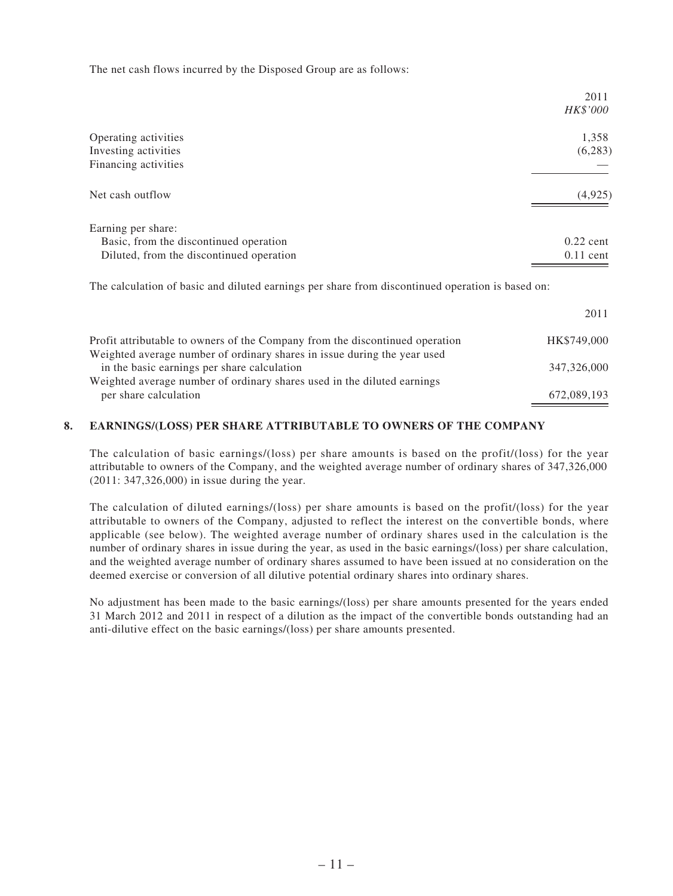The net cash flows incurred by the Disposed Group are as follows:

| | 2011 |
|---|---|
| | *HK$'000* |
| Operating activities | 1,358 |
| Investing activities | (6,283) |
| Financing activities | — |
| Net cash outflow | (4,925) |
| Earning per share: | |
| Basic, from the discontinued operation | 0.22 cent |
| Diluted, from the discontinued operation | 0.11 cent |

The calculation of basic and diluted earnings per share from discontinued operation is based on:

| | 2011 |
|---|---|
| Profit attributable to owners of the Company from the discontinued operation | HK$749,000 |
| Weighted average number of ordinary shares in issue during the year used in the basic earnings per share calculation | 347,326,000 |
| Weighted average number of ordinary shares used in the diluted earnings per share calculation | 672,089,193 |

## 8. EARNINGS/(LOSS) PER SHARE ATTRIBUTABLE TO OWNERS OF THE COMPANY

The calculation of basic earnings/(loss) per share amounts is based on the profit/(loss) for the year attributable to owners of the Company, and the weighted average number of ordinary shares of 347,326,000 (2011: 347,326,000) in issue during the year.

The calculation of diluted earnings/(loss) per share amounts is based on the profit/(loss) for the year attributable to owners of the Company, adjusted to reflect the interest on the convertible bonds, where applicable (see below). The weighted average number of ordinary shares used in the calculation is the number of ordinary shares in issue during the year, as used in the basic earnings/(loss) per share calculation, and the weighted average number of ordinary shares assumed to have been issued at no consideration on the deemed exercise or conversion of all dilutive potential ordinary shares into ordinary shares.

No adjustment has been made to the basic earnings/(loss) per share amounts presented for the years ended 31 March 2012 and 2011 in respect of a dilution as the impact of the convertible bonds outstanding had an anti-dilutive effect on the basic earnings/(loss) per share amounts presented.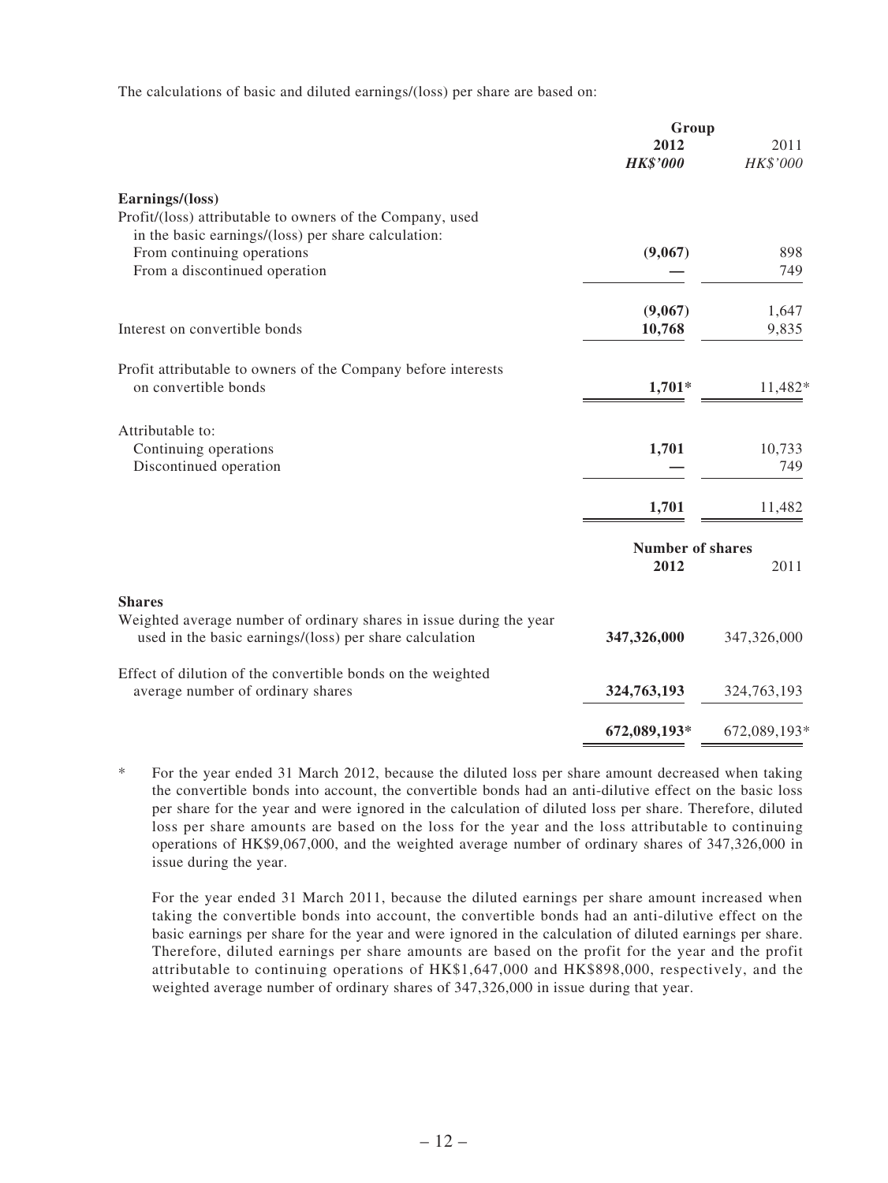The calculations of basic and diluted earnings/(loss) per share are based on:

| | Group | |
|---|---|---|
| | **2012** | 2011 |
| | ***HK$'000*** | *HK$'000* |
| **Earnings/(loss)** | | |
| Profit/(loss) attributable to owners of the Company, used in the basic earnings/(loss) per share calculation: | | |
| From continuing operations | **(9,067)** | 898 |
| From a discontinued operation | **—** | 749 |
| | **(9,067)** | 1,647 |
| Interest on convertible bonds | **10,768** | 9,835 |
| Profit attributable to owners of the Company before interests on convertible bonds | **1,701*** | 11,482* |
| Attributable to: | | |
| Continuing operations | **1,701** | 10,733 |
| Discontinued operation | **—** | 749 |
| | **1,701** | 11,482 |

| | Number of shares | |
|---|---|---|
| | **2012** | 2011 |
| **Shares** | | |
| Weighted average number of ordinary shares in issue during the year used in the basic earnings/(loss) per share calculation | **347,326,000** | 347,326,000 |
| Effect of dilution of the convertible bonds on the weighted average number of ordinary shares | **324,763,193** | 324,763,193 |
| | **672,089,193*** | 672,089,193* |

\* For the year ended 31 March 2012, because the diluted loss per share amount decreased when taking the convertible bonds into account, the convertible bonds had an anti-dilutive effect on the basic loss per share for the year and were ignored in the calculation of diluted loss per share. Therefore, diluted loss per share amounts are based on the loss for the year and the loss attributable to continuing operations of HK$9,067,000, and the weighted average number of ordinary shares of 347,326,000 in issue during the year.

For the year ended 31 March 2011, because the diluted earnings per share amount increased when taking the convertible bonds into account, the convertible bonds had an anti-dilutive effect on the basic earnings per share for the year and were ignored in the calculation of diluted earnings per share. Therefore, diluted earnings per share amounts are based on the profit for the year and the profit attributable to continuing operations of HK$1,647,000 and HK$898,000, respectively, and the weighted average number of ordinary shares of 347,326,000 in issue during that year.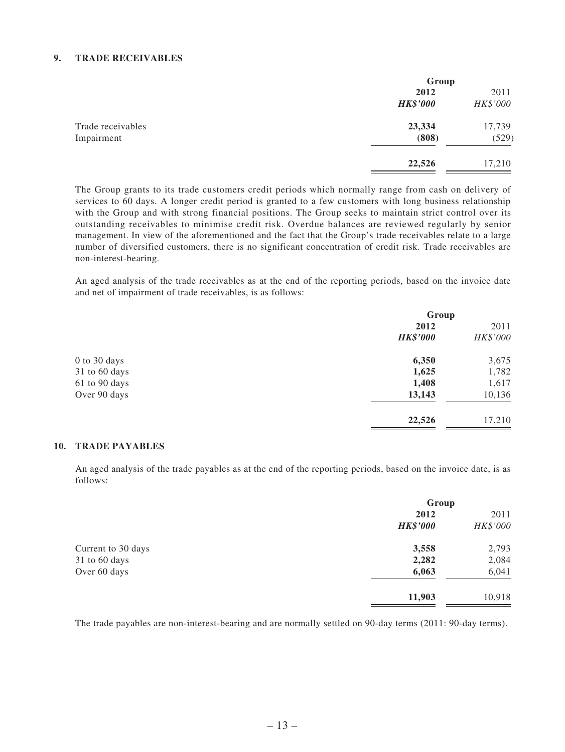## 9. TRADE RECEIVABLES

| | Group | |
|---|---|---|
| | **2012** | 2011 |
| | ***HK$'000*** | *HK$'000* |
| Trade receivables | **23,334** | 17,739 |
| Impairment | **(808)** | (529) |
| | **22,526** | 17,210 |

The Group grants to its trade customers credit periods which normally range from cash on delivery of services to 60 days. A longer credit period is granted to a few customers with long business relationship with the Group and with strong financial positions. The Group seeks to maintain strict control over its outstanding receivables to minimise credit risk. Overdue balances are reviewed regularly by senior management. In view of the aforementioned and the fact that the Group's trade receivables relate to a large number of diversified customers, there is no significant concentration of credit risk. Trade receivables are non-interest-bearing.

An aged analysis of the trade receivables as at the end of the reporting periods, based on the invoice date and net of impairment of trade receivables, is as follows:

| | Group | |
|---|---|---|
| | **2012** | 2011 |
| | ***HK$'000*** | *HK$'000* |
| 0 to 30 days | **6,350** | 3,675 |
| 31 to 60 days | **1,625** | 1,782 |
| 61 to 90 days | **1,408** | 1,617 |
| Over 90 days | **13,143** | 10,136 |
| | **22,526** | 17,210 |

## 10. TRADE PAYABLES

An aged analysis of the trade payables as at the end of the reporting periods, based on the invoice date, is as follows:

| | Group | |
|---|---|---|
| | **2012** | 2011 |
| | ***HK$'000*** | *HK$'000* |
| Current to 30 days | **3,558** | 2,793 |
| 31 to 60 days | **2,282** | 2,084 |
| Over 60 days | **6,063** | 6,041 |
| | **11,903** | 10,918 |

The trade payables are non-interest-bearing and are normally settled on 90-day terms (2011: 90-day terms).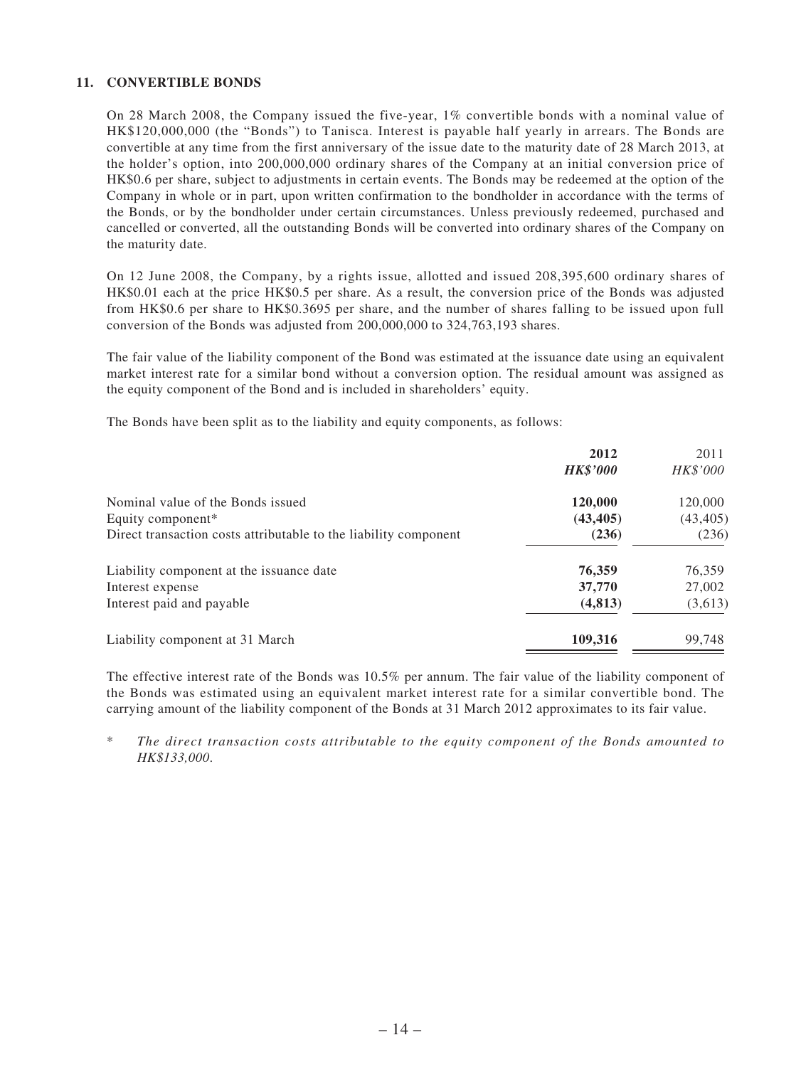## 11. CONVERTIBLE BONDS

On 28 March 2008, the Company issued the five-year, 1% convertible bonds with a nominal value of HK$120,000,000 (the "Bonds") to Tanisca. Interest is payable half yearly in arrears. The Bonds are convertible at any time from the first anniversary of the issue date to the maturity date of 28 March 2013, at the holder's option, into 200,000,000 ordinary shares of the Company at an initial conversion price of HK$0.6 per share, subject to adjustments in certain events. The Bonds may be redeemed at the option of the Company in whole or in part, upon written confirmation to the bondholder in accordance with the terms of the Bonds, or by the bondholder under certain circumstances. Unless previously redeemed, purchased and cancelled or converted, all the outstanding Bonds will be converted into ordinary shares of the Company on the maturity date.

On 12 June 2008, the Company, by a rights issue, allotted and issued 208,395,600 ordinary shares of HK$0.01 each at the price HK$0.5 per share. As a result, the conversion price of the Bonds was adjusted from HK$0.6 per share to HK$0.3695 per share, and the number of shares falling to be issued upon full conversion of the Bonds was adjusted from 200,000,000 to 324,763,193 shares.

The fair value of the liability component of the Bond was estimated at the issuance date using an equivalent market interest rate for a similar bond without a conversion option. The residual amount was assigned as the equity component of the Bond and is included in shareholders' equity.

The Bonds have been split as to the liability and equity components, as follows:

| | **2012** | 2011 |
|---|---|---|
| | ***HK$'000*** | *HK$'000* |
| Nominal value of the Bonds issued | **120,000** | 120,000 |
| Equity component* | **(43,405)** | (43,405) |
| Direct transaction costs attributable to the liability component | **(236)** | (236) |
| Liability component at the issuance date | **76,359** | 76,359 |
| Interest expense | **37,770** | 27,002 |
| Interest paid and payable | **(4,813)** | (3,613) |
| Liability component at 31 March | **109,316** | 99,748 |

The effective interest rate of the Bonds was 10.5% per annum. The fair value of the liability component of the Bonds was estimated using an equivalent market interest rate for a similar convertible bond. The carrying amount of the liability component of the Bonds at 31 March 2012 approximates to its fair value.

\* *The direct transaction costs attributable to the equity component of the Bonds amounted to HK$133,000.*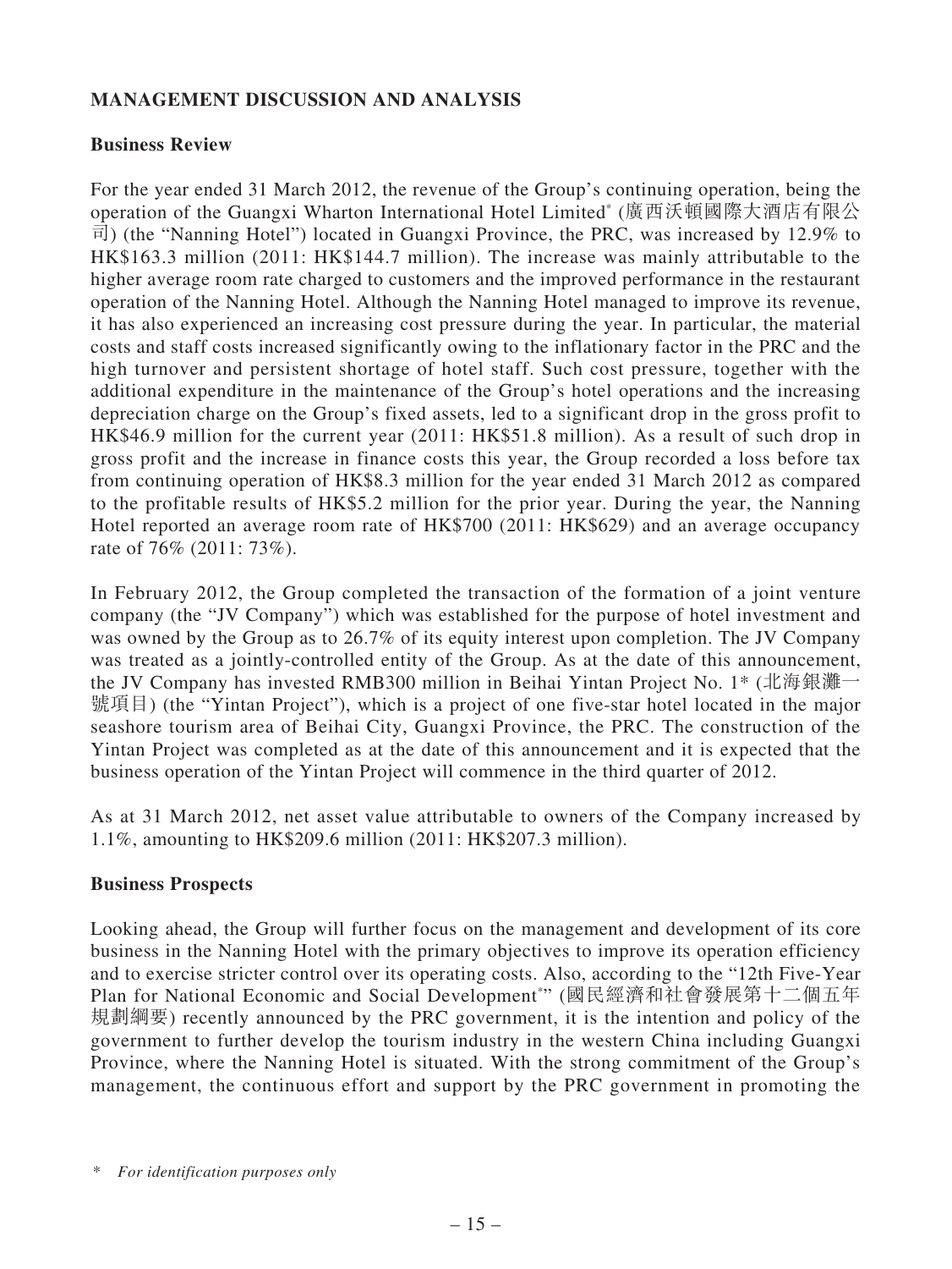## MANAGEMENT DISCUSSION AND ANALYSIS

### Business Review

For the year ended 31 March 2012, the revenue of the Group's continuing operation, being the operation of the Guangxi Wharton International Hotel Limited* (廣西沃頓國際大酒店有限公司) (the "Nanning Hotel") located in Guangxi Province, the PRC, was increased by 12.9% to HK$163.3 million (2011: HK$144.7 million). The increase was mainly attributable to the higher average room rate charged to customers and the improved performance in the restaurant operation of the Nanning Hotel. Although the Nanning Hotel managed to improve its revenue, it has also experienced an increasing cost pressure during the year. In particular, the material costs and staff costs increased significantly owing to the inflationary factor in the PRC and the high turnover and persistent shortage of hotel staff. Such cost pressure, together with the additional expenditure in the maintenance of the Group's hotel operations and the increasing depreciation charge on the Group's fixed assets, led to a significant drop in the gross profit to HK$46.9 million for the current year (2011: HK$51.8 million). As a result of such drop in gross profit and the increase in finance costs this year, the Group recorded a loss before tax from continuing operation of HK$8.3 million for the year ended 31 March 2012 as compared to the profitable results of HK$5.2 million for the prior year. During the year, the Nanning Hotel reported an average room rate of HK$700 (2011: HK$629) and an average occupancy rate of 76% (2011: 73%).

In February 2012, the Group completed the transaction of the formation of a joint venture company (the "JV Company") which was established for the purpose of hotel investment and was owned by the Group as to 26.7% of its equity interest upon completion. The JV Company was treated as a jointly-controlled entity of the Group. As at the date of this announcement, the JV Company has invested RMB300 million in Beihai Yintan Project No. 1* (北海銀灘一號項目) (the "Yintan Project"), which is a project of one five-star hotel located in the major seashore tourism area of Beihai City, Guangxi Province, the PRC. The construction of the Yintan Project was completed as at the date of this announcement and it is expected that the business operation of the Yintan Project will commence in the third quarter of 2012.

As at 31 March 2012, net asset value attributable to owners of the Company increased by 1.1%, amounting to HK$209.6 million (2011: HK$207.3 million).

### Business Prospects

Looking ahead, the Group will further focus on the management and development of its core business in the Nanning Hotel with the primary objectives to improve its operation efficiency and to exercise stricter control over its operating costs. Also, according to the "12th Five-Year Plan for National Economic and Social Development*" (國民經濟和社會發展第十二個五年規劃綱要) recently announced by the PRC government, it is the intention and policy of the government to further develop the tourism industry in the western China including Guangxi Province, where the Nanning Hotel is situated. With the strong commitment of the Group's management, the continuous effort and support by the PRC government in promoting the

\* *For identification purposes only*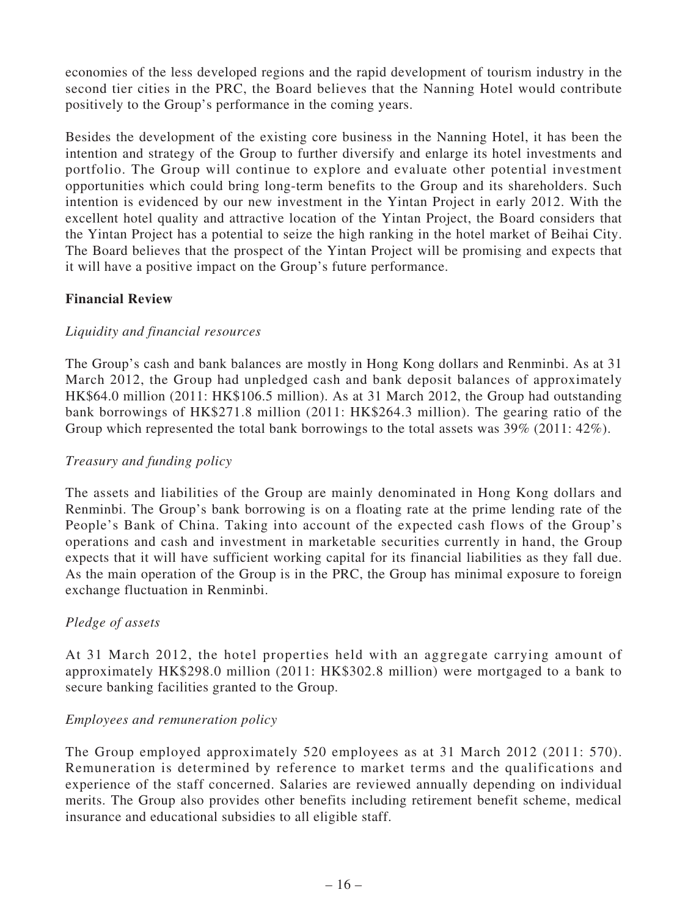economies of the less developed regions and the rapid development of tourism industry in the second tier cities in the PRC, the Board believes that the Nanning Hotel would contribute positively to the Group's performance in the coming years.

Besides the development of the existing core business in the Nanning Hotel, it has been the intention and strategy of the Group to further diversify and enlarge its hotel investments and portfolio. The Group will continue to explore and evaluate other potential investment opportunities which could bring long-term benefits to the Group and its shareholders. Such intention is evidenced by our new investment in the Yintan Project in early 2012. With the excellent hotel quality and attractive location of the Yintan Project, the Board considers that the Yintan Project has a potential to seize the high ranking in the hotel market of Beihai City. The Board believes that the prospect of the Yintan Project will be promising and expects that it will have a positive impact on the Group's future performance.

**Financial Review**

*Liquidity and financial resources*

The Group's cash and bank balances are mostly in Hong Kong dollars and Renminbi. As at 31 March 2012, the Group had unpledged cash and bank deposit balances of approximately HK$64.0 million (2011: HK$106.5 million). As at 31 March 2012, the Group had outstanding bank borrowings of HK$271.8 million (2011: HK$264.3 million). The gearing ratio of the Group which represented the total bank borrowings to the total assets was 39% (2011: 42%).

*Treasury and funding policy*

The assets and liabilities of the Group are mainly denominated in Hong Kong dollars and Renminbi. The Group's bank borrowing is on a floating rate at the prime lending rate of the People's Bank of China. Taking into account of the expected cash flows of the Group's operations and cash and investment in marketable securities currently in hand, the Group expects that it will have sufficient working capital for its financial liabilities as they fall due. As the main operation of the Group is in the PRC, the Group has minimal exposure to foreign exchange fluctuation in Renminbi.

*Pledge of assets*

At 31 March 2012, the hotel properties held with an aggregate carrying amount of approximately HK$298.0 million (2011: HK$302.8 million) were mortgaged to a bank to secure banking facilities granted to the Group.

*Employees and remuneration policy*

The Group employed approximately 520 employees as at 31 March 2012 (2011: 570). Remuneration is determined by reference to market terms and the qualifications and experience of the staff concerned. Salaries are reviewed annually depending on individual merits. The Group also provides other benefits including retirement benefit scheme, medical insurance and educational subsidies to all eligible staff.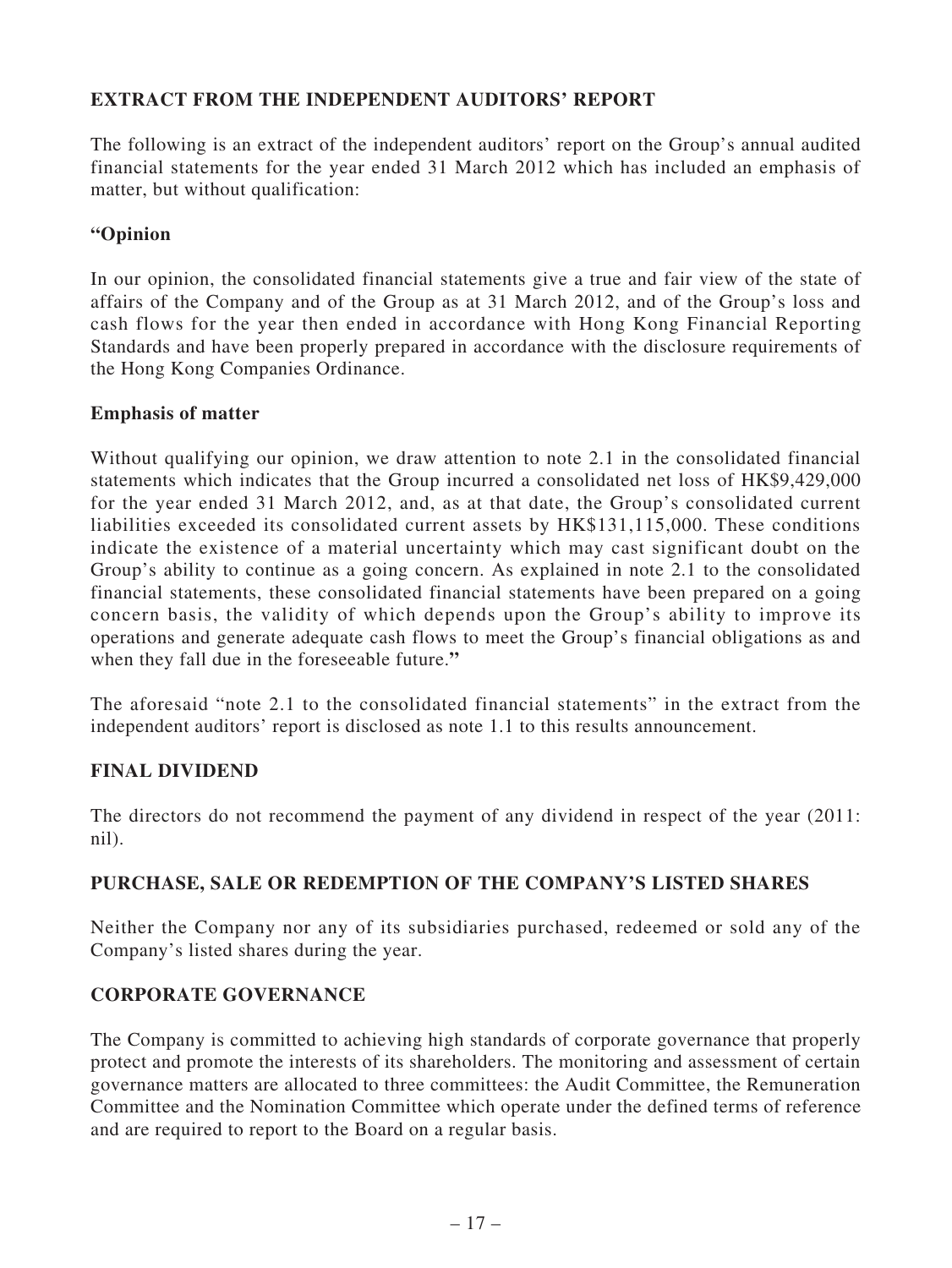## EXTRACT FROM THE INDEPENDENT AUDITORS' REPORT

The following is an extract of the independent auditors' report on the Group's annual audited financial statements for the year ended 31 March 2012 which has included an emphasis of matter, but without qualification:

**"Opinion**

In our opinion, the consolidated financial statements give a true and fair view of the state of affairs of the Company and of the Group as at 31 March 2012, and of the Group's loss and cash flows for the year then ended in accordance with Hong Kong Financial Reporting Standards and have been properly prepared in accordance with the disclosure requirements of the Hong Kong Companies Ordinance.

**Emphasis of matter**

Without qualifying our opinion, we draw attention to note 2.1 in the consolidated financial statements which indicates that the Group incurred a consolidated net loss of HK$9,429,000 for the year ended 31 March 2012, and, as at that date, the Group's consolidated current liabilities exceeded its consolidated current assets by HK$131,115,000. These conditions indicate the existence of a material uncertainty which may cast significant doubt on the Group's ability to continue as a going concern. As explained in note 2.1 to the consolidated financial statements, these consolidated financial statements have been prepared on a going concern basis, the validity of which depends upon the Group's ability to improve its operations and generate adequate cash flows to meet the Group's financial obligations as and when they fall due in the foreseeable future.**"**

The aforesaid "note 2.1 to the consolidated financial statements" in the extract from the independent auditors' report is disclosed as note 1.1 to this results announcement.

## FINAL DIVIDEND

The directors do not recommend the payment of any dividend in respect of the year (2011: nil).

## PURCHASE, SALE OR REDEMPTION OF THE COMPANY'S LISTED SHARES

Neither the Company nor any of its subsidiaries purchased, redeemed or sold any of the Company's listed shares during the year.

## CORPORATE GOVERNANCE

The Company is committed to achieving high standards of corporate governance that properly protect and promote the interests of its shareholders. The monitoring and assessment of certain governance matters are allocated to three committees: the Audit Committee, the Remuneration Committee and the Nomination Committee which operate under the defined terms of reference and are required to report to the Board on a regular basis.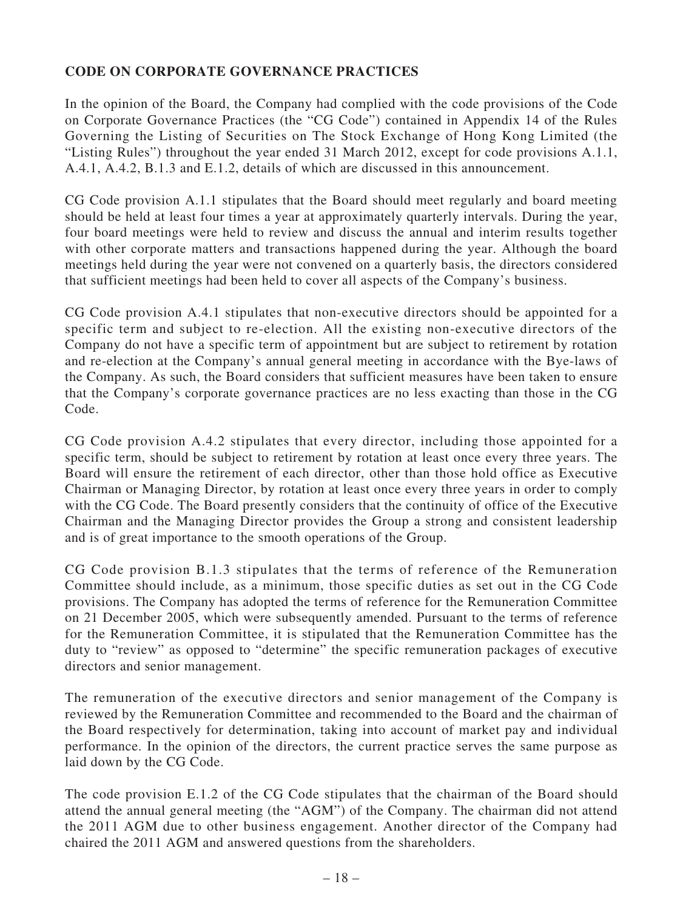## CODE ON CORPORATE GOVERNANCE PRACTICES

In the opinion of the Board, the Company had complied with the code provisions of the Code on Corporate Governance Practices (the "CG Code") contained in Appendix 14 of the Rules Governing the Listing of Securities on The Stock Exchange of Hong Kong Limited (the "Listing Rules") throughout the year ended 31 March 2012, except for code provisions A.1.1, A.4.1, A.4.2, B.1.3 and E.1.2, details of which are discussed in this announcement.

CG Code provision A.1.1 stipulates that the Board should meet regularly and board meeting should be held at least four times a year at approximately quarterly intervals. During the year, four board meetings were held to review and discuss the annual and interim results together with other corporate matters and transactions happened during the year. Although the board meetings held during the year were not convened on a quarterly basis, the directors considered that sufficient meetings had been held to cover all aspects of the Company's business.

CG Code provision A.4.1 stipulates that non-executive directors should be appointed for a specific term and subject to re-election. All the existing non-executive directors of the Company do not have a specific term of appointment but are subject to retirement by rotation and re-election at the Company's annual general meeting in accordance with the Bye-laws of the Company. As such, the Board considers that sufficient measures have been taken to ensure that the Company's corporate governance practices are no less exacting than those in the CG Code.

CG Code provision A.4.2 stipulates that every director, including those appointed for a specific term, should be subject to retirement by rotation at least once every three years. The Board will ensure the retirement of each director, other than those hold office as Executive Chairman or Managing Director, by rotation at least once every three years in order to comply with the CG Code. The Board presently considers that the continuity of office of the Executive Chairman and the Managing Director provides the Group a strong and consistent leadership and is of great importance to the smooth operations of the Group.

CG Code provision B.1.3 stipulates that the terms of reference of the Remuneration Committee should include, as a minimum, those specific duties as set out in the CG Code provisions. The Company has adopted the terms of reference for the Remuneration Committee on 21 December 2005, which were subsequently amended. Pursuant to the terms of reference for the Remuneration Committee, it is stipulated that the Remuneration Committee has the duty to "review" as opposed to "determine" the specific remuneration packages of executive directors and senior management.

The remuneration of the executive directors and senior management of the Company is reviewed by the Remuneration Committee and recommended to the Board and the chairman of the Board respectively for determination, taking into account of market pay and individual performance. In the opinion of the directors, the current practice serves the same purpose as laid down by the CG Code.

The code provision E.1.2 of the CG Code stipulates that the chairman of the Board should attend the annual general meeting (the "AGM") of the Company. The chairman did not attend the 2011 AGM due to other business engagement. Another director of the Company had chaired the 2011 AGM and answered questions from the shareholders.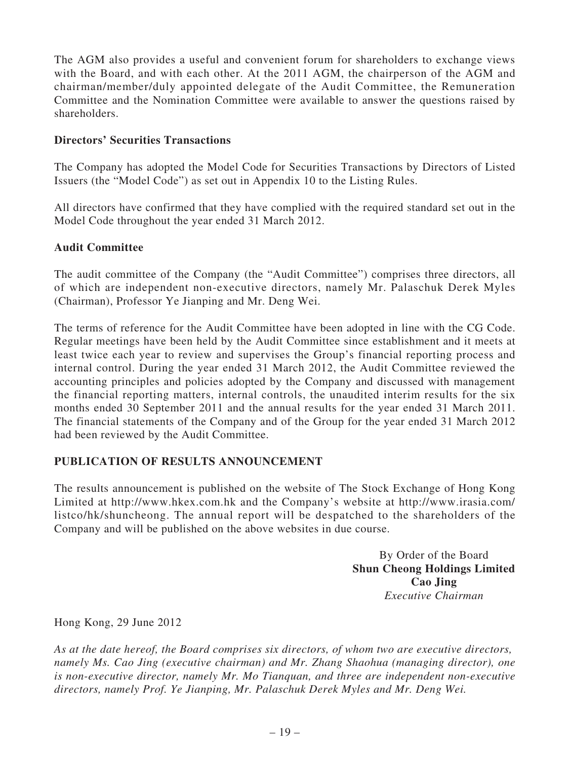The AGM also provides a useful and convenient forum for shareholders to exchange views with the Board, and with each other. At the 2011 AGM, the chairperson of the AGM and chairman/member/duly appointed delegate of the Audit Committee, the Remuneration Committee and the Nomination Committee were available to answer the questions raised by shareholders.

**Directors' Securities Transactions**

The Company has adopted the Model Code for Securities Transactions by Directors of Listed Issuers (the "Model Code") as set out in Appendix 10 to the Listing Rules.

All directors have confirmed that they have complied with the required standard set out in the Model Code throughout the year ended 31 March 2012.

**Audit Committee**

The audit committee of the Company (the "Audit Committee") comprises three directors, all of which are independent non-executive directors, namely Mr. Palaschuk Derek Myles (Chairman), Professor Ye Jianping and Mr. Deng Wei.

The terms of reference for the Audit Committee have been adopted in line with the CG Code. Regular meetings have been held by the Audit Committee since establishment and it meets at least twice each year to review and supervises the Group's financial reporting process and internal control. During the year ended 31 March 2012, the Audit Committee reviewed the accounting principles and policies adopted by the Company and discussed with management the financial reporting matters, internal controls, the unaudited interim results for the six months ended 30 September 2011 and the annual results for the year ended 31 March 2011. The financial statements of the Company and of the Group for the year ended 31 March 2012 had been reviewed by the Audit Committee.

## PUBLICATION OF RESULTS ANNOUNCEMENT

The results announcement is published on the website of The Stock Exchange of Hong Kong Limited at http://www.hkex.com.hk and the Company's website at http://www.irasia.com/listco/hk/shuncheong. The annual report will be despatched to the shareholders of the Company and will be published on the above websites in due course.

By Order of the Board
**Shun Cheong Holdings Limited**
**Cao Jing**
*Executive Chairman*

Hong Kong, 29 June 2012

*As at the date hereof, the Board comprises six directors, of whom two are executive directors, namely Ms. Cao Jing (executive chairman) and Mr. Zhang Shaohua (managing director), one is non-executive director, namely Mr. Mo Tianquan, and three are independent non-executive directors, namely Prof. Ye Jianping, Mr. Palaschuk Derek Myles and Mr. Deng Wei.*